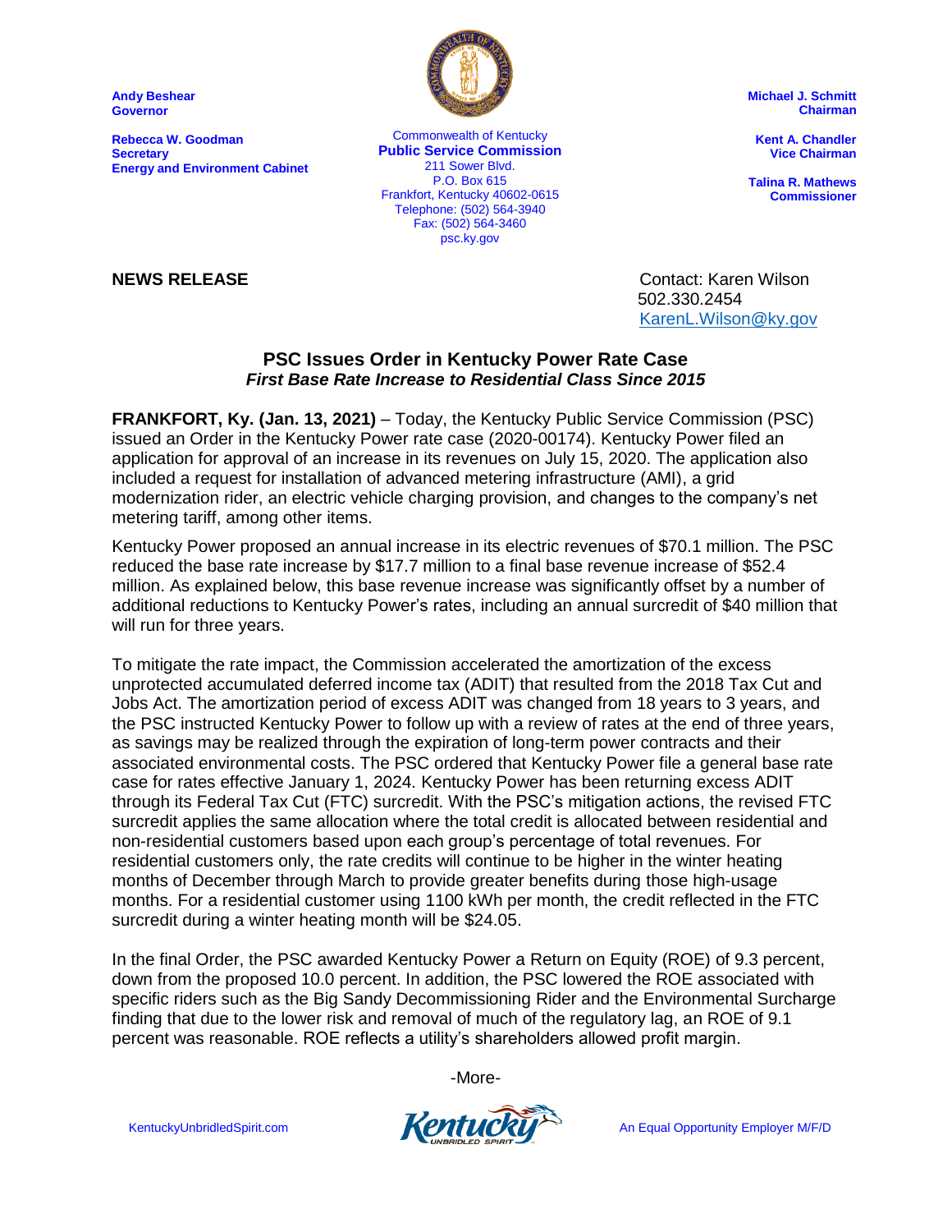**Andy Beshear**
**Governor**

**Rebecca W. Goodman**
**Secretary**
**Energy and Environment Cabinet**

Commonwealth of Kentucky
**Public Service Commission**
211 Sower Blvd.
P.O. Box 615
Frankfort, Kentucky 40602-0615
Telephone: (502) 564-3940
Fax: (502) 564-3460
psc.ky.gov

**Michael J. Schmitt**
**Chairman**

**Kent A. Chandler**
**Vice Chairman**

**Talina R. Mathews**
**Commissioner**

**NEWS RELEASE**

Contact: Karen Wilson
502.330.2454
KarenL.Wilson@ky.gov

## PSC Issues Order in Kentucky Power Rate Case

***First Base Rate Increase to Residential Class Since 2015***

**FRANKFORT, Ky. (Jan. 13, 2021)** – Today, the Kentucky Public Service Commission (PSC) issued an Order in the Kentucky Power rate case (2020-00174). Kentucky Power filed an application for approval of an increase in its revenues on July 15, 2020. The application also included a request for installation of advanced metering infrastructure (AMI), a grid modernization rider, an electric vehicle charging provision, and changes to the company's net metering tariff, among other items.

Kentucky Power proposed an annual increase in its electric revenues of $70.1 million. The PSC reduced the base rate increase by $17.7 million to a final base revenue increase of $52.4 million. As explained below, this base revenue increase was significantly offset by a number of additional reductions to Kentucky Power's rates, including an annual surcredit of $40 million that will run for three years.

To mitigate the rate impact, the Commission accelerated the amortization of the excess unprotected accumulated deferred income tax (ADIT) that resulted from the 2018 Tax Cut and Jobs Act. The amortization period of excess ADIT was changed from 18 years to 3 years, and the PSC instructed Kentucky Power to follow up with a review of rates at the end of three years, as savings may be realized through the expiration of long-term power contracts and their associated environmental costs. The PSC ordered that Kentucky Power file a general base rate case for rates effective January 1, 2024. Kentucky Power has been returning excess ADIT through its Federal Tax Cut (FTC) surcredit. With the PSC's mitigation actions, the revised FTC surcredit applies the same allocation where the total credit is allocated between residential and non-residential customers based upon each group's percentage of total revenues. For residential customers only, the rate credits will continue to be higher in the winter heating months of December through March to provide greater benefits during those high-usage months. For a residential customer using 1100 kWh per month, the credit reflected in the FTC surcredit during a winter heating month will be $24.05.

In the final Order, the PSC awarded Kentucky Power a Return on Equity (ROE) of 9.3 percent, down from the proposed 10.0 percent. In addition, the PSC lowered the ROE associated with specific riders such as the Big Sandy Decommissioning Rider and the Environmental Surcharge finding that due to the lower risk and removal of much of the regulatory lag, an ROE of 9.1 percent was reasonable. ROE reflects a utility's shareholders allowed profit margin.

-More-

KentuckyUnbridledSpirit.com

An Equal Opportunity Employer M/F/D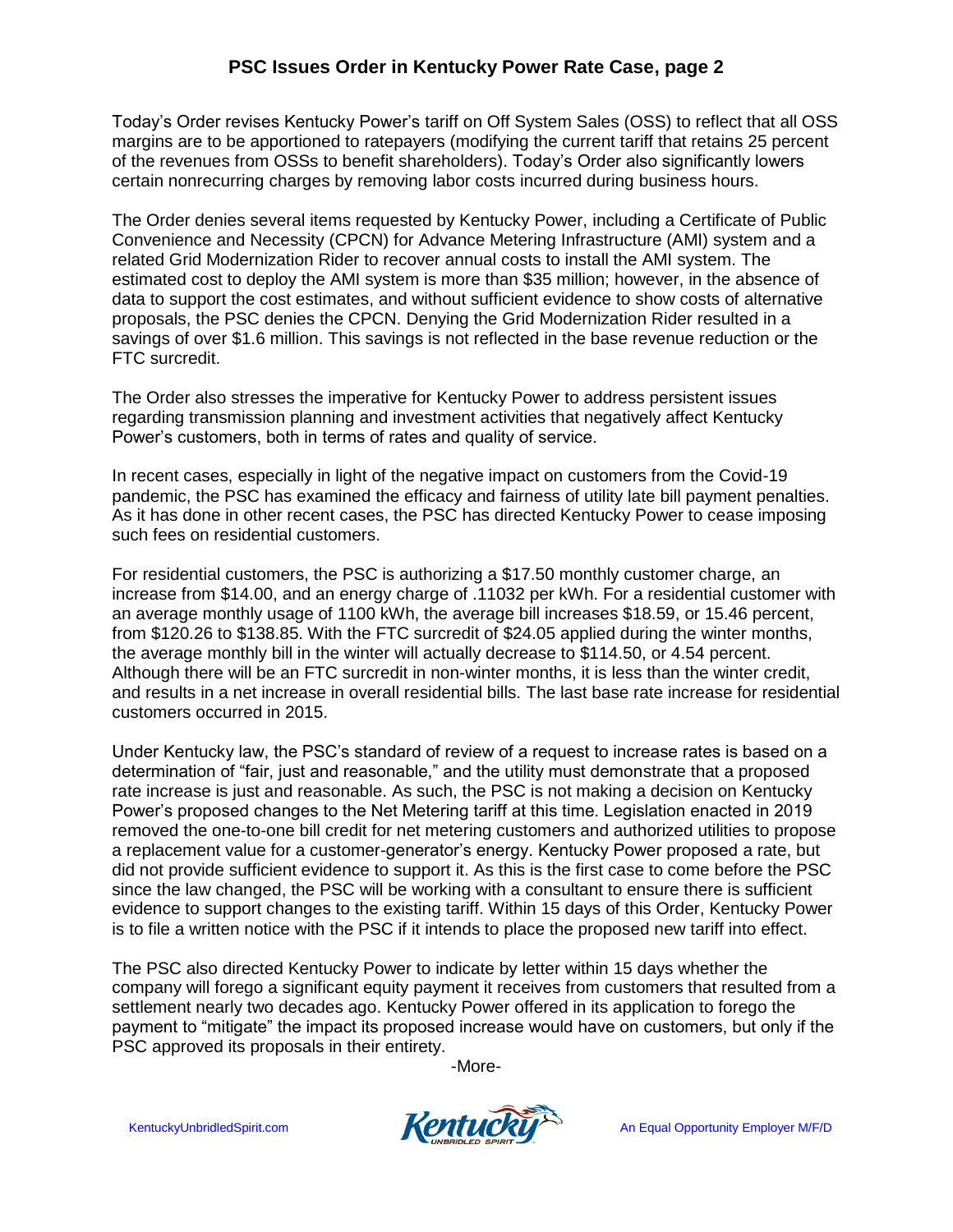Today's Order revises Kentucky Power's tariff on Off System Sales (OSS) to reflect that all OSS margins are to be apportioned to ratepayers (modifying the current tariff that retains 25 percent of the revenues from OSSs to benefit shareholders). Today's Order also significantly lowers certain nonrecurring charges by removing labor costs incurred during business hours.

The Order denies several items requested by Kentucky Power, including a Certificate of Public Convenience and Necessity (CPCN) for Advance Metering Infrastructure (AMI) system and a related Grid Modernization Rider to recover annual costs to install the AMI system. The estimated cost to deploy the AMI system is more than $35 million; however, in the absence of data to support the cost estimates, and without sufficient evidence to show costs of alternative proposals, the PSC denies the CPCN. Denying the Grid Modernization Rider resulted in a savings of over $1.6 million. This savings is not reflected in the base revenue reduction or the FTC surcredit.

The Order also stresses the imperative for Kentucky Power to address persistent issues regarding transmission planning and investment activities that negatively affect Kentucky Power's customers, both in terms of rates and quality of service.

In recent cases, especially in light of the negative impact on customers from the Covid-19 pandemic, the PSC has examined the efficacy and fairness of utility late bill payment penalties. As it has done in other recent cases, the PSC has directed Kentucky Power to cease imposing such fees on residential customers.

For residential customers, the PSC is authorizing a $17.50 monthly customer charge, an increase from $14.00, and an energy charge of .11032 per kWh. For a residential customer with an average monthly usage of 1100 kWh, the average bill increases $18.59, or 15.46 percent, from $120.26 to $138.85. With the FTC surcredit of $24.05 applied during the winter months, the average monthly bill in the winter will actually decrease to $114.50, or 4.54 percent. Although there will be an FTC surcredit in non-winter months, it is less than the winter credit, and results in a net increase in overall residential bills. The last base rate increase for residential customers occurred in 2015.

Under Kentucky law, the PSC's standard of review of a request to increase rates is based on a determination of "fair, just and reasonable," and the utility must demonstrate that a proposed rate increase is just and reasonable. As such, the PSC is not making a decision on Kentucky Power's proposed changes to the Net Metering tariff at this time. Legislation enacted in 2019 removed the one-to-one bill credit for net metering customers and authorized utilities to propose a replacement value for a customer-generator's energy. Kentucky Power proposed a rate, but did not provide sufficient evidence to support it. As this is the first case to come before the PSC since the law changed, the PSC will be working with a consultant to ensure there is sufficient evidence to support changes to the existing tariff. Within 15 days of this Order, Kentucky Power is to file a written notice with the PSC if it intends to place the proposed new tariff into effect.

The PSC also directed Kentucky Power to indicate by letter within 15 days whether the company will forego a significant equity payment it receives from customers that resulted from a settlement nearly two decades ago. Kentucky Power offered in its application to forego the payment to "mitigate" the impact its proposed increase would have on customers, but only if the PSC approved its proposals in their entirety.

-More-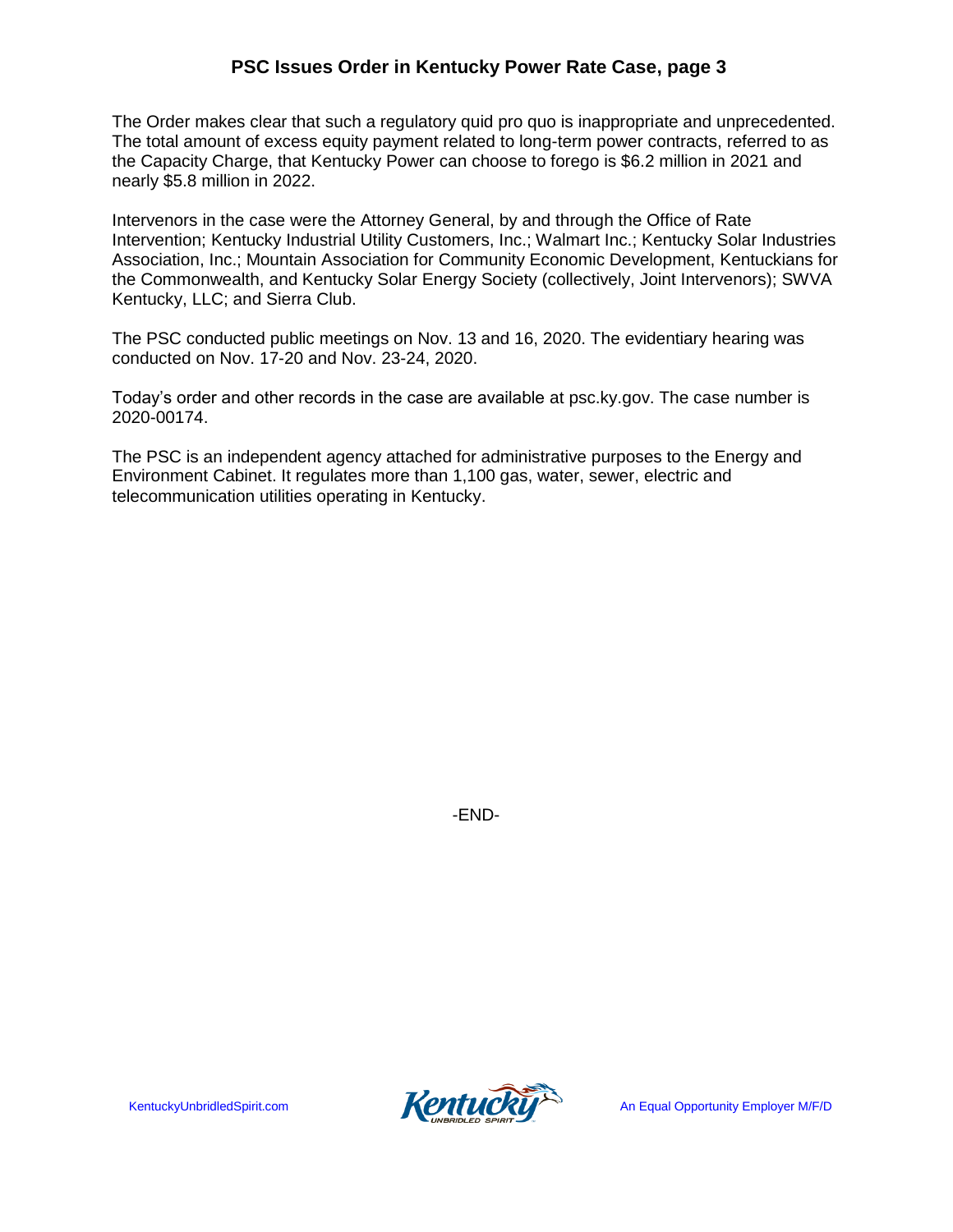The Order makes clear that such a regulatory quid pro quo is inappropriate and unprecedented. The total amount of excess equity payment related to long-term power contracts, referred to as the Capacity Charge, that Kentucky Power can choose to forego is $6.2 million in 2021 and nearly $5.8 million in 2022.

Intervenors in the case were the Attorney General, by and through the Office of Rate Intervention; Kentucky Industrial Utility Customers, Inc.; Walmart Inc.; Kentucky Solar Industries Association, Inc.; Mountain Association for Community Economic Development, Kentuckians for the Commonwealth, and Kentucky Solar Energy Society (collectively, Joint Intervenors); SWVA Kentucky, LLC; and Sierra Club.

The PSC conducted public meetings on Nov. 13 and 16, 2020. The evidentiary hearing was conducted on Nov. 17-20 and Nov. 23-24, 2020.

Today's order and other records in the case are available at psc.ky.gov. The case number is 2020-00174.

The PSC is an independent agency attached for administrative purposes to the Energy and Environment Cabinet. It regulates more than 1,100 gas, water, sewer, electric and telecommunication utilities operating in Kentucky.

-END-